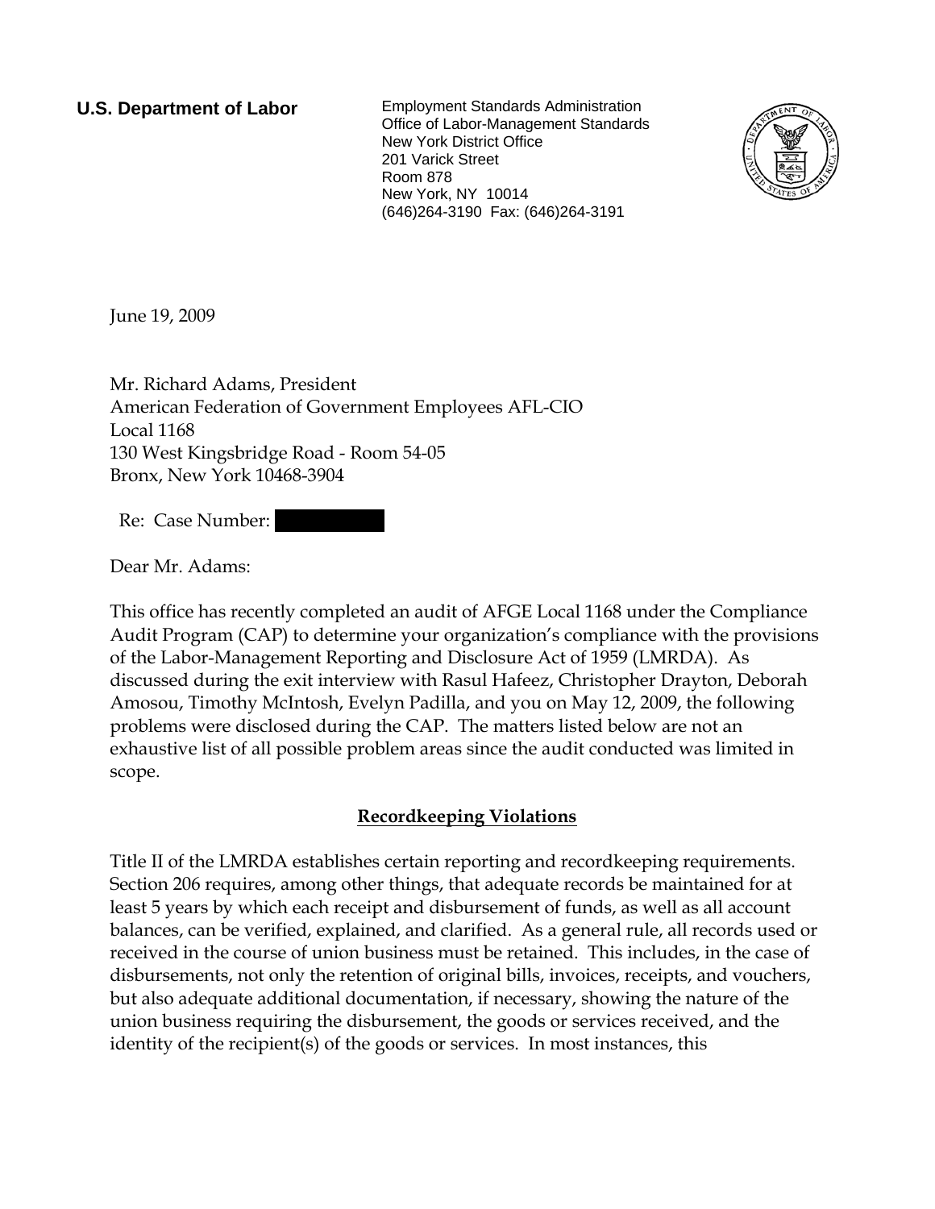**U.S. Department of Labor**

Employment Standards Administration
Office of Labor-Management Standards
New York District Office
201 Varick Street
Room 878
New York, NY 10014
(646)264-3190 Fax: (646)264-3191

June 19, 2009

Mr. Richard Adams, President
American Federation of Government Employees AFL-CIO
Local 1168
130 West Kingsbridge Road - Room 54-05
Bronx, New York 10468-3904

Re: Case Number: [REDACTED]

Dear Mr. Adams:

This office has recently completed an audit of AFGE Local 1168 under the Compliance Audit Program (CAP) to determine your organization's compliance with the provisions of the Labor-Management Reporting and Disclosure Act of 1959 (LMRDA). As discussed during the exit interview with Rasul Hafeez, Christopher Drayton, Deborah Amosou, Timothy McIntosh, Evelyn Padilla, and you on May 12, 2009, the following problems were disclosed during the CAP. The matters listed below are not an exhaustive list of all possible problem areas since the audit conducted was limited in scope.

## Recordkeeping Violations

Title II of the LMRDA establishes certain reporting and recordkeeping requirements. Section 206 requires, among other things, that adequate records be maintained for at least 5 years by which each receipt and disbursement of funds, as well as all account balances, can be verified, explained, and clarified. As a general rule, all records used or received in the course of union business must be retained. This includes, in the case of disbursements, not only the retention of original bills, invoices, receipts, and vouchers, but also adequate additional documentation, if necessary, showing the nature of the union business requiring the disbursement, the goods or services received, and the identity of the recipient(s) of the goods or services. In most instances, this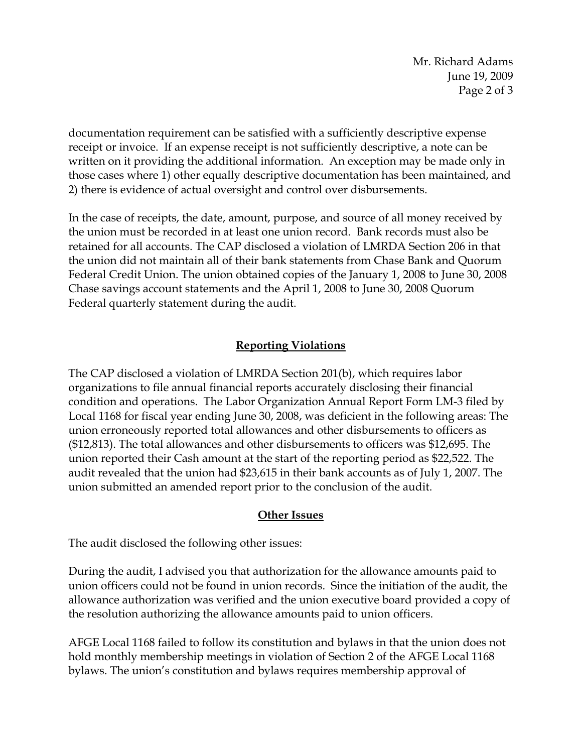documentation requirement can be satisfied with a sufficiently descriptive expense receipt or invoice. If an expense receipt is not sufficiently descriptive, a note can be written on it providing the additional information. An exception may be made only in those cases where 1) other equally descriptive documentation has been maintained, and 2) there is evidence of actual oversight and control over disbursements.

In the case of receipts, the date, amount, purpose, and source of all money received by the union must be recorded in at least one union record. Bank records must also be retained for all accounts. The CAP disclosed a violation of LMRDA Section 206 in that the union did not maintain all of their bank statements from Chase Bank and Quorum Federal Credit Union. The union obtained copies of the January 1, 2008 to June 30, 2008 Chase savings account statements and the April 1, 2008 to June 30, 2008 Quorum Federal quarterly statement during the audit.

## Reporting Violations

The CAP disclosed a violation of LMRDA Section 201(b), which requires labor organizations to file annual financial reports accurately disclosing their financial condition and operations. The Labor Organization Annual Report Form LM-3 filed by Local 1168 for fiscal year ending June 30, 2008, was deficient in the following areas: The union erroneously reported total allowances and other disbursements to officers as ($12,813). The total allowances and other disbursements to officers was $12,695. The union reported their Cash amount at the start of the reporting period as $22,522. The audit revealed that the union had $23,615 in their bank accounts as of July 1, 2007. The union submitted an amended report prior to the conclusion of the audit.

## Other Issues

The audit disclosed the following other issues:

During the audit, I advised you that authorization for the allowance amounts paid to union officers could not be found in union records. Since the initiation of the audit, the allowance authorization was verified and the union executive board provided a copy of the resolution authorizing the allowance amounts paid to union officers.

AFGE Local 1168 failed to follow its constitution and bylaws in that the union does not hold monthly membership meetings in violation of Section 2 of the AFGE Local 1168 bylaws. The union's constitution and bylaws requires membership approval of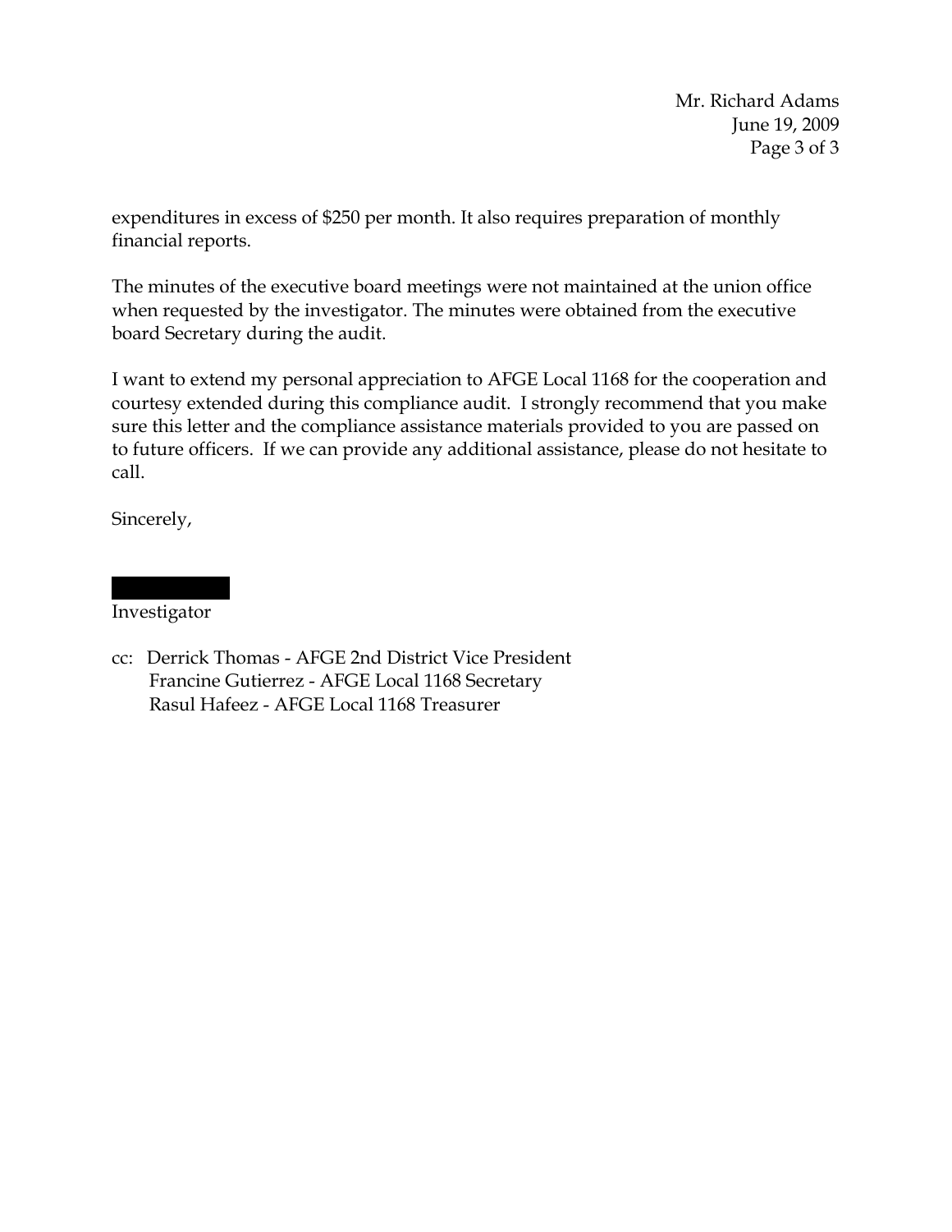expenditures in excess of $250 per month. It also requires preparation of monthly financial reports.

The minutes of the executive board meetings were not maintained at the union office when requested by the investigator. The minutes were obtained from the executive board Secretary during the audit.

I want to extend my personal appreciation to AFGE Local 1168 for the cooperation and courtesy extended during this compliance audit. I strongly recommend that you make sure this letter and the compliance assistance materials provided to you are passed on to future officers. If we can provide any additional assistance, please do not hesitate to call.

Sincerely,

Investigator

cc: Derrick Thomas - AFGE 2nd District Vice President
Francine Gutierrez - AFGE Local 1168 Secretary
Rasul Hafeez - AFGE Local 1168 Treasurer